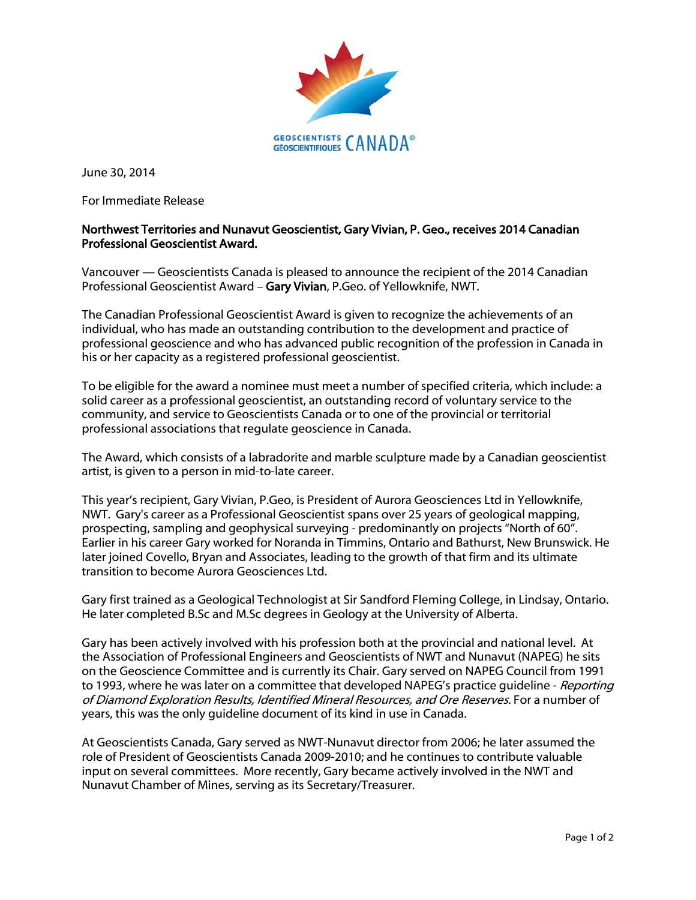GEOSCIENTISTS GÉOSCIENTIFIQUES CANADA®

June 30, 2014

For Immediate Release

**Northwest Territories and Nunavut Geoscientist, Gary Vivian, P. Geo., receives 2014 Canadian Professional Geoscientist Award.**

Vancouver — Geoscientists Canada is pleased to announce the recipient of the 2014 Canadian Professional Geoscientist Award – **Gary Vivian**, P.Geo. of Yellowknife, NWT.

The Canadian Professional Geoscientist Award is given to recognize the achievements of an individual, who has made an outstanding contribution to the development and practice of professional geoscience and who has advanced public recognition of the profession in Canada in his or her capacity as a registered professional geoscientist.

To be eligible for the award a nominee must meet a number of specified criteria, which include: a solid career as a professional geoscientist, an outstanding record of voluntary service to the community, and service to Geoscientists Canada or to one of the provincial or territorial professional associations that regulate geoscience in Canada.

The Award, which consists of a labradorite and marble sculpture made by a Canadian geoscientist artist, is given to a person in mid-to-late career.

This year's recipient, Gary Vivian, P.Geo, is President of Aurora Geosciences Ltd in Yellowknife, NWT. Gary's career as a Professional Geoscientist spans over 25 years of geological mapping, prospecting, sampling and geophysical surveying - predominantly on projects "North of 60". Earlier in his career Gary worked for Noranda in Timmins, Ontario and Bathurst, New Brunswick. He later joined Covello, Bryan and Associates, leading to the growth of that firm and its ultimate transition to become Aurora Geosciences Ltd.

Gary first trained as a Geological Technologist at Sir Sandford Fleming College, in Lindsay, Ontario. He later completed B.Sc and M.Sc degrees in Geology at the University of Alberta.

Gary has been actively involved with his profession both at the provincial and national level. At the Association of Professional Engineers and Geoscientists of NWT and Nunavut (NAPEG) he sits on the Geoscience Committee and is currently its Chair. Gary served on NAPEG Council from 1991 to 1993, where he was later on a committee that developed NAPEG's practice guideline - *Reporting of Diamond Exploration Results, Identified Mineral Resources, and Ore Reserves*. For a number of years, this was the only guideline document of its kind in use in Canada.

At Geoscientists Canada, Gary served as NWT-Nunavut director from 2006; he later assumed the role of President of Geoscientists Canada 2009-2010; and he continues to contribute valuable input on several committees. More recently, Gary became actively involved in the NWT and Nunavut Chamber of Mines, serving as its Secretary/Treasurer.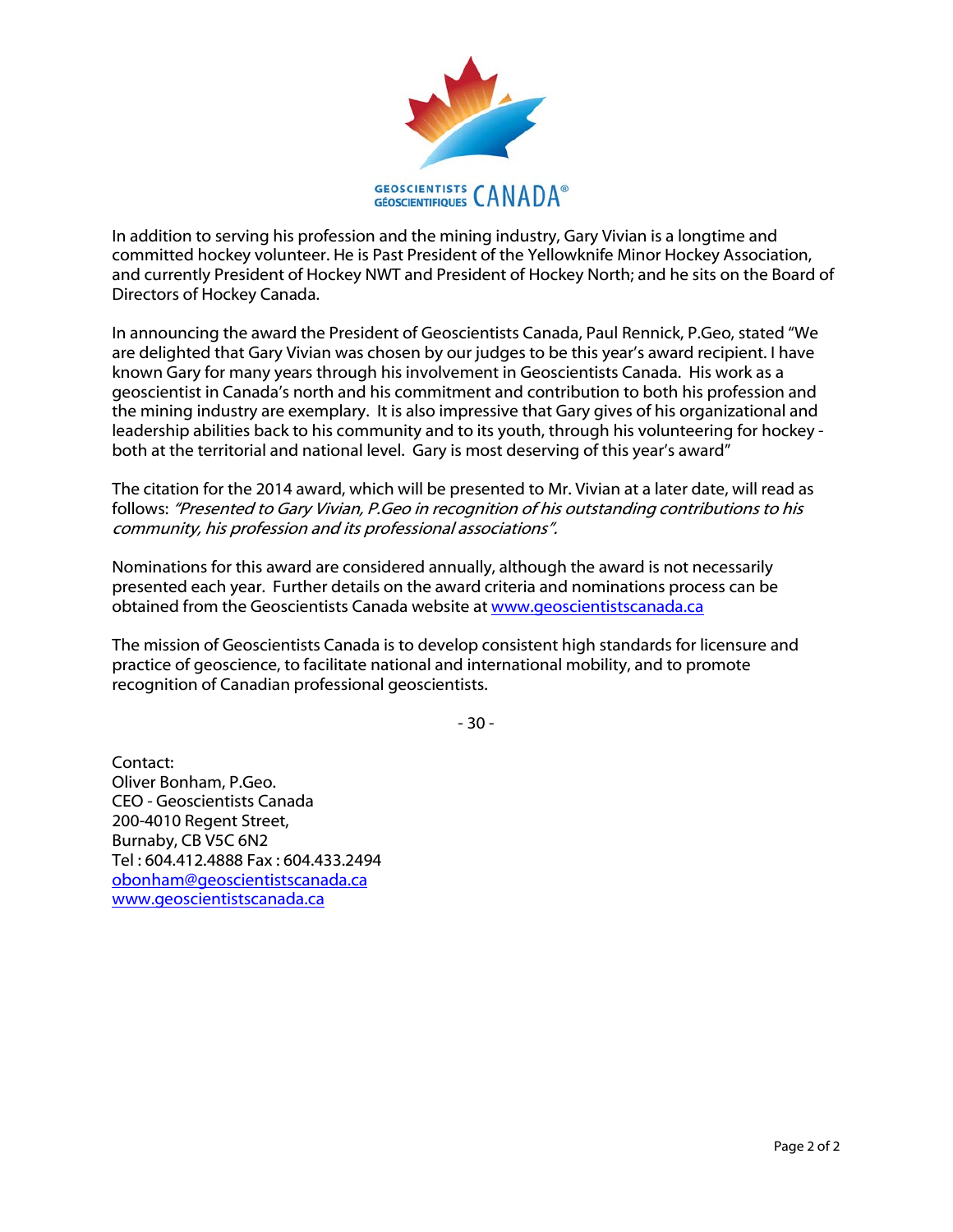In addition to serving his profession and the mining industry, Gary Vivian is a longtime and committed hockey volunteer. He is Past President of the Yellowknife Minor Hockey Association, and currently President of Hockey NWT and President of Hockey North; and he sits on the Board of Directors of Hockey Canada.

In announcing the award the President of Geoscientists Canada, Paul Rennick, P.Geo, stated "We are delighted that Gary Vivian was chosen by our judges to be this year's award recipient. I have known Gary for many years through his involvement in Geoscientists Canada. His work as a geoscientist in Canada's north and his commitment and contribution to both his profession and the mining industry are exemplary. It is also impressive that Gary gives of his organizational and leadership abilities back to his community and to its youth, through his volunteering for hockey - both at the territorial and national level. Gary is most deserving of this year's award"

The citation for the 2014 award, which will be presented to Mr. Vivian at a later date, will read as follows: *"Presented to Gary Vivian, P.Geo in recognition of his outstanding contributions to his community, his profession and its professional associations".*

Nominations for this award are considered annually, although the award is not necessarily presented each year. Further details on the award criteria and nominations process can be obtained from the Geoscientists Canada website at www.geoscientistscanada.ca

The mission of Geoscientists Canada is to develop consistent high standards for licensure and practice of geoscience, to facilitate national and international mobility, and to promote recognition of Canadian professional geoscientists.

- 30 -

Contact:
Oliver Bonham, P.Geo.
CEO - Geoscientists Canada
200-4010 Regent Street,
Burnaby, CB V5C 6N2
Tel : 604.412.4888 Fax : 604.433.2494
obonham@geoscientistscanada.ca
www.geoscientistscanada.ca